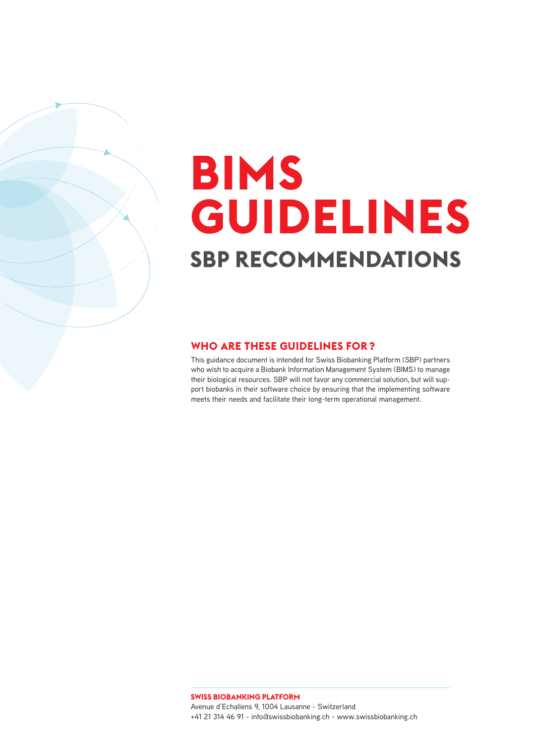# BIMS GUIDELINES

## SBP RECOMMENDATIONS

### WHO ARE THESE GUIDELINES FOR ?

This guidance document is intended for Swiss Biobanking Platform (SBP) partners who wish to acquire a Biobank Information Management System (BIMS) to manage their biological resources. SBP will not favor any commercial solution, but will support biobanks in their software choice by ensuring that the implementing software meets their needs and facilitate their long-term operational management.

**SWISS BIOBANKING PLATFORM**
Avenue d'Echallens 9, 1004 Lausanne - Switzerland
+41 21 314 46 91 - info@swissbiobanking.ch - www.swissbiobanking.ch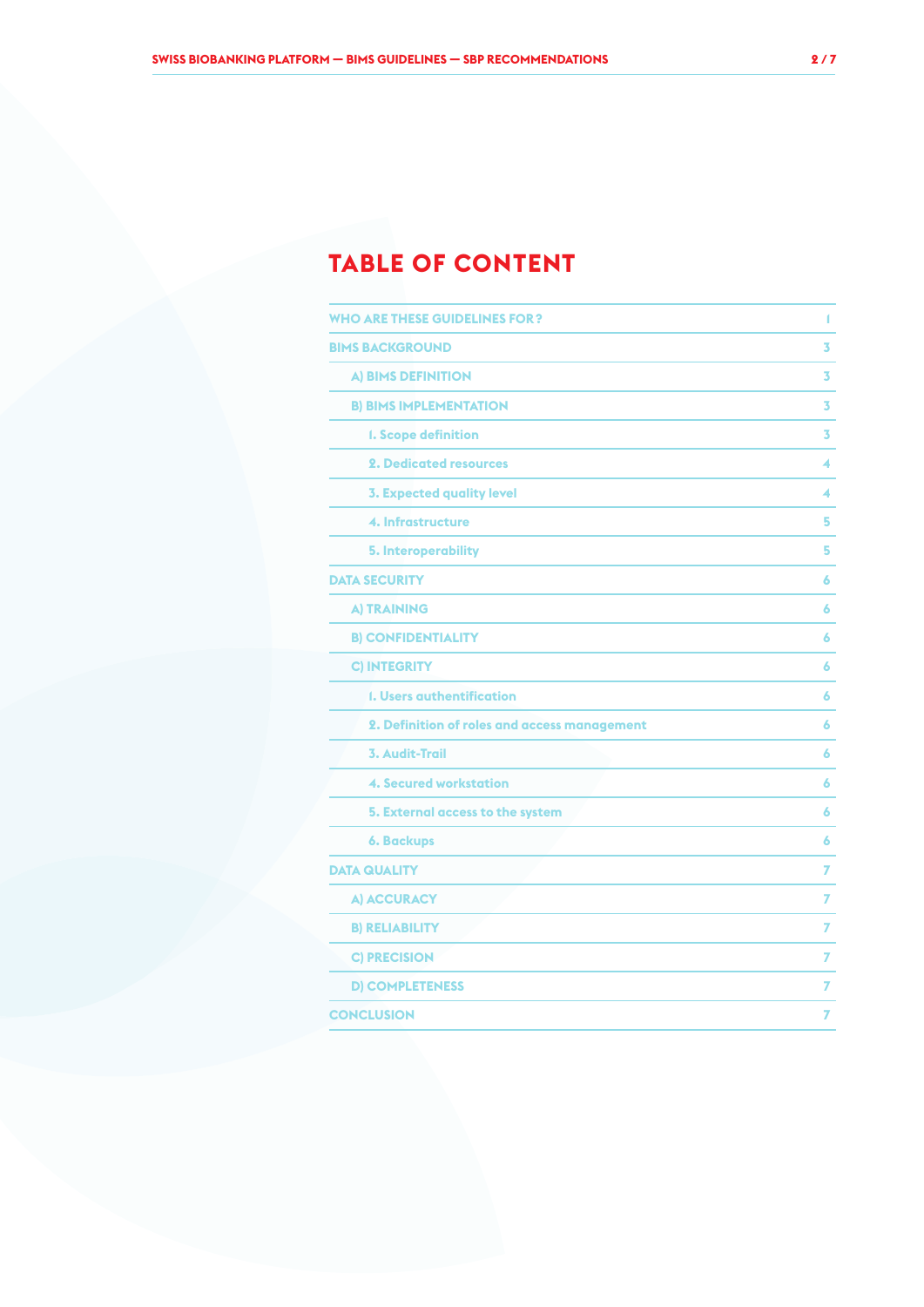# TABLE OF CONTENT

| | |
|---|---|
| WHO ARE THESE GUIDELINES FOR? | 1 |
| BIMS BACKGROUND | 3 |
| A) BIMS DEFINITION | 3 |
| B) BIMS IMPLEMENTATION | 3 |
| 1. Scope definition | 3 |
| 2. Dedicated resources | 4 |
| 3. Expected quality level | 4 |
| 4. Infrastructure | 5 |
| 5. Interoperability | 5 |
| DATA SECURITY | 6 |
| A) TRAINING | 6 |
| B) CONFIDENTIALITY | 6 |
| C) INTEGRITY | 6 |
| 1. Users authentification | 6 |
| 2. Definition of roles and access management | 6 |
| 3. Audit-Trail | 6 |
| 4. Secured workstation | 6 |
| 5. External access to the system | 6 |
| 6. Backups | 6 |
| DATA QUALITY | 7 |
| A) ACCURACY | 7 |
| B) RELIABILITY | 7 |
| C) PRECISION | 7 |
| D) COMPLETENESS | 7 |
| CONCLUSION | 7 |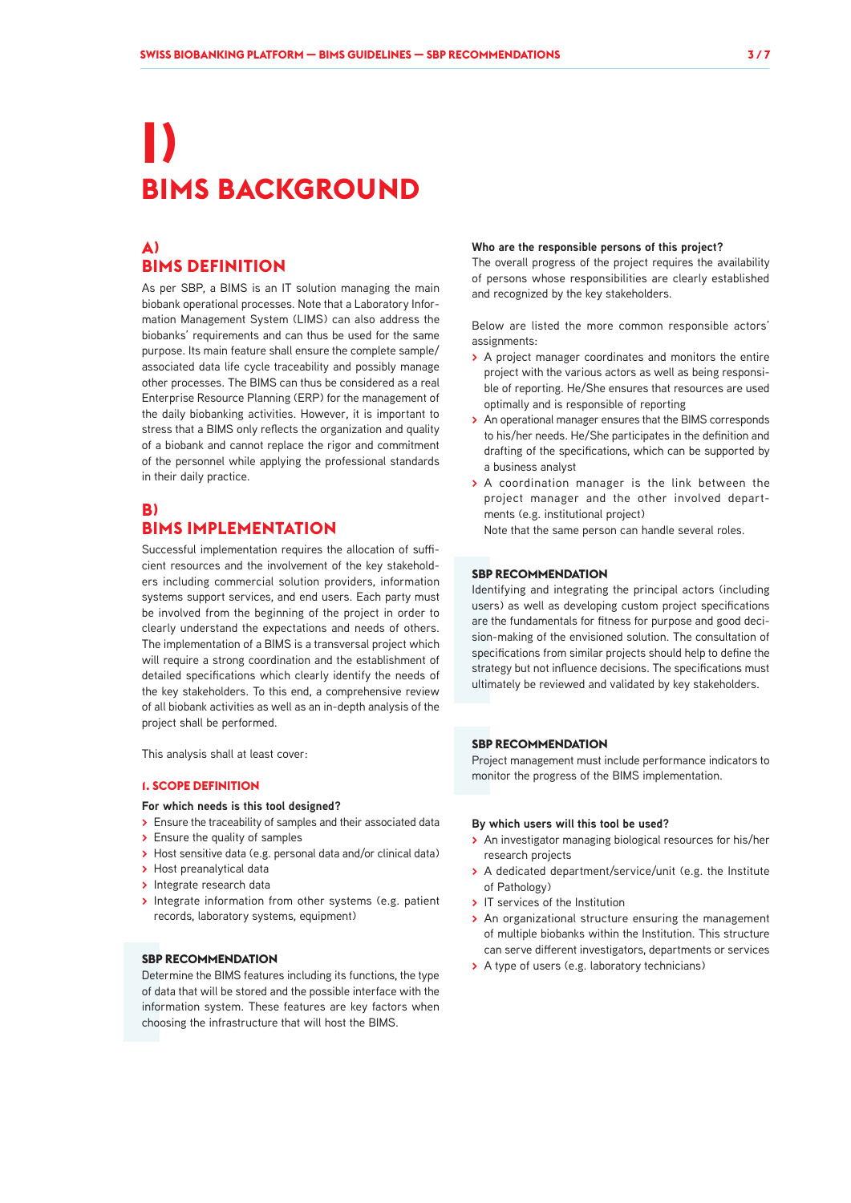# I)
# BIMS BACKGROUND

## A)
## BIMS DEFINITION

As per SBP, a BIMS is an IT solution managing the main biobank operational processes. Note that a Laboratory Information Management System (LIMS) can also address the biobanks' requirements and can thus be used for the same purpose. Its main feature shall ensure the complete sample/associated data life cycle traceability and possibly manage other processes. The BIMS can thus be considered as a real Enterprise Resource Planning (ERP) for the management of the daily biobanking activities. However, it is important to stress that a BIMS only reflects the organization and quality of a biobank and cannot replace the rigor and commitment of the personnel while applying the professional standards in their daily practice.

## B)
## BIMS IMPLEMENTATION

Successful implementation requires the allocation of sufficient resources and the involvement of the key stakeholders including commercial solution providers, information systems support services, and end users. Each party must be involved from the beginning of the project in order to clearly understand the expectations and needs of others. The implementation of a BIMS is a transversal project which will require a strong coordination and the establishment of detailed specifications which clearly identify the needs of the key stakeholders. To this end, a comprehensive review of all biobank activities as well as an in-depth analysis of the project shall be performed.

This analysis shall at least cover:

### 1. SCOPE DEFINITION

**For which needs is this tool designed?**

- Ensure the traceability of samples and their associated data
- Ensure the quality of samples
- Host sensitive data (e.g. personal data and/or clinical data)
- Host preanalytical data
- Integrate research data
- Integrate information from other systems (e.g. patient records, laboratory systems, equipment)

**SBP RECOMMENDATION**

Determine the BIMS features including its functions, the type of data that will be stored and the possible interface with the information system. These features are key factors when choosing the infrastructure that will host the BIMS.

**Who are the responsible persons of this project?**

The overall progress of the project requires the availability of persons whose responsibilities are clearly established and recognized by the key stakeholders.

Below are listed the more common responsible actors' assignments:

- A project manager coordinates and monitors the entire project with the various actors as well as being responsible of reporting. He/She ensures that resources are used optimally and is responsible of reporting
- An operational manager ensures that the BIMS corresponds to his/her needs. He/She participates in the definition and drafting of the specifications, which can be supported by a business analyst
- A coordination manager is the link between the project manager and the other involved departments (e.g. institutional project)

  Note that the same person can handle several roles.

**SBP RECOMMENDATION**

Identifying and integrating the principal actors (including users) as well as developing custom project specifications are the fundamentals for fitness for purpose and good decision-making of the envisioned solution. The consultation of specifications from similar projects should help to define the strategy but not influence decisions. The specifications must ultimately be reviewed and validated by key stakeholders.

**SBP RECOMMENDATION**

Project management must include performance indicators to monitor the progress of the BIMS implementation.

**By which users will this tool be used?**

- An investigator managing biological resources for his/her research projects
- A dedicated department/service/unit (e.g. the Institute of Pathology)
- IT services of the Institution
- An organizational structure ensuring the management of multiple biobanks within the Institution. This structure can serve different investigators, departments or services
- A type of users (e.g. laboratory technicians)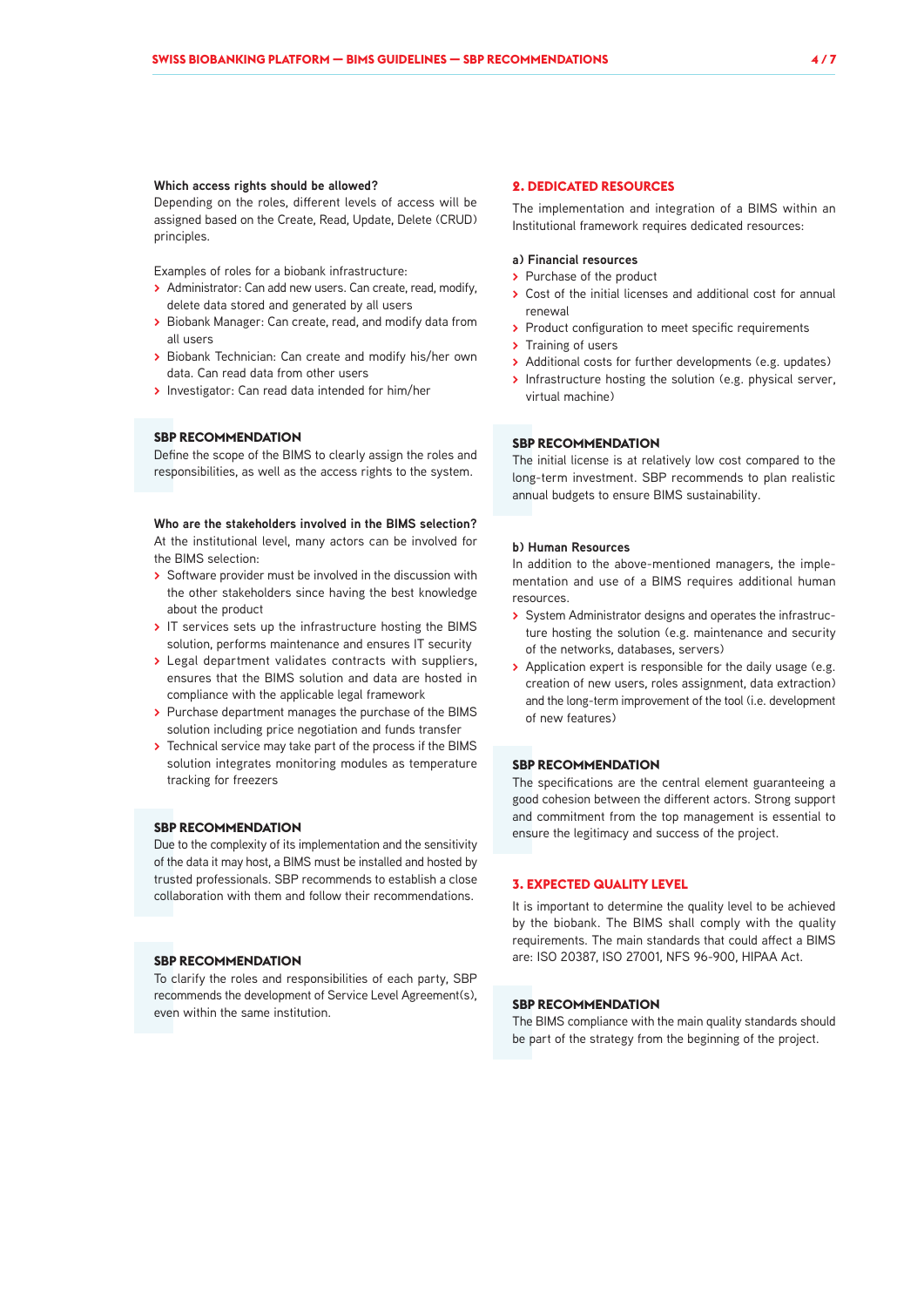**Which access rights should be allowed?**
Depending on the roles, different levels of access will be assigned based on the Create, Read, Update, Delete (CRUD) principles.

Examples of roles for a biobank infrastructure:

- Administrator: Can add new users. Can create, read, modify, delete data stored and generated by all users
- Biobank Manager: Can create, read, and modify data from all users
- Biobank Technician: Can create and modify his/her own data. Can read data from other users
- Investigator: Can read data intended for him/her

**SBP RECOMMENDATION**
Define the scope of the BIMS to clearly assign the roles and responsibilities, as well as the access rights to the system.

**Who are the stakeholders involved in the BIMS selection?**
At the institutional level, many actors can be involved for the BIMS selection:

- Software provider must be involved in the discussion with the other stakeholders since having the best knowledge about the product
- IT services sets up the infrastructure hosting the BIMS solution, performs maintenance and ensures IT security
- Legal department validates contracts with suppliers, ensures that the BIMS solution and data are hosted in compliance with the applicable legal framework
- Purchase department manages the purchase of the BIMS solution including price negotiation and funds transfer
- Technical service may take part of the process if the BIMS solution integrates monitoring modules as temperature tracking for freezers

**SBP RECOMMENDATION**
Due to the complexity of its implementation and the sensitivity of the data it may host, a BIMS must be installed and hosted by trusted professionals. SBP recommends to establish a close collaboration with them and follow their recommendations.

**SBP RECOMMENDATION**
To clarify the roles and responsibilities of each party, SBP recommends the development of Service Level Agreement(s), even within the same institution.

## 2. DEDICATED RESOURCES

The implementation and integration of a BIMS within an Institutional framework requires dedicated resources:

**a) Financial resources**

- Purchase of the product
- Cost of the initial licenses and additional cost for annual renewal
- Product configuration to meet specific requirements
- Training of users
- Additional costs for further developments (e.g. updates)
- Infrastructure hosting the solution (e.g. physical server, virtual machine)

**SBP RECOMMENDATION**
The initial license is at relatively low cost compared to the long-term investment. SBP recommends to plan realistic annual budgets to ensure BIMS sustainability.

**b) Human Resources**
In addition to the above-mentioned managers, the implementation and use of a BIMS requires additional human resources.

- System Administrator designs and operates the infrastructure hosting the solution (e.g. maintenance and security of the networks, databases, servers)
- Application expert is responsible for the daily usage (e.g. creation of new users, roles assignment, data extraction) and the long-term improvement of the tool (i.e. development of new features)

**SBP RECOMMENDATION**
The specifications are the central element guaranteeing a good cohesion between the different actors. Strong support and commitment from the top management is essential to ensure the legitimacy and success of the project.

## 3. EXPECTED QUALITY LEVEL

It is important to determine the quality level to be achieved by the biobank. The BIMS shall comply with the quality requirements. The main standards that could affect a BIMS are: ISO 20387, ISO 27001, NFS 96-900, HIPAA Act.

**SBP RECOMMENDATION**
The BIMS compliance with the main quality standards should be part of the strategy from the beginning of the project.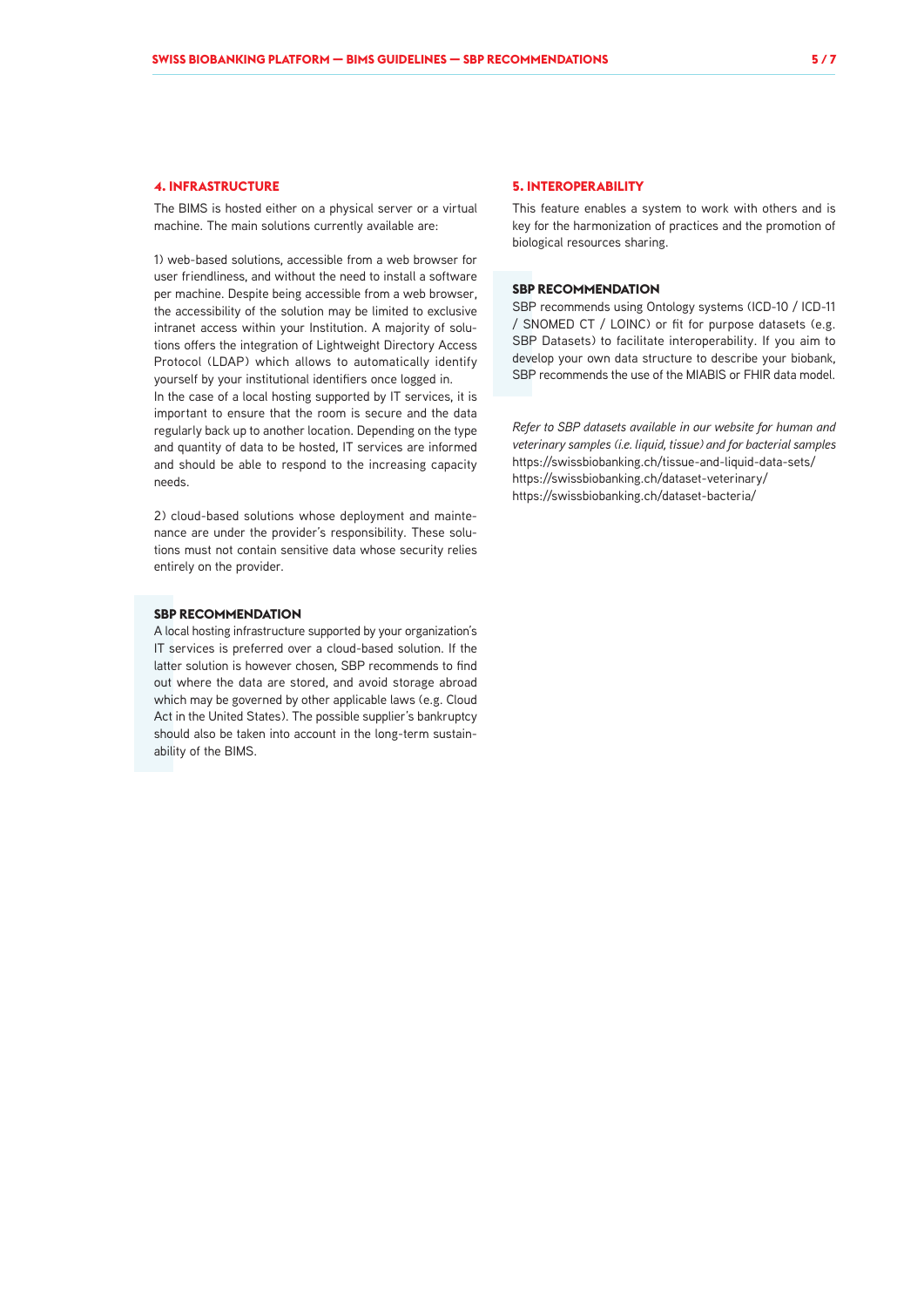## 4. INFRASTRUCTURE

The BIMS is hosted either on a physical server or a virtual machine. The main solutions currently available are:

1) web-based solutions, accessible from a web browser for user friendliness, and without the need to install a software per machine. Despite being accessible from a web browser, the accessibility of the solution may be limited to exclusive intranet access within your Institution. A majority of solutions offers the integration of Lightweight Directory Access Protocol (LDAP) which allows to automatically identify yourself by your institutional identifiers once logged in.
In the case of a local hosting supported by IT services, it is important to ensure that the room is secure and the data regularly back up to another location. Depending on the type and quantity of data to be hosted, IT services are informed and should be able to respond to the increasing capacity needs.

2) cloud-based solutions whose deployment and maintenance are under the provider's responsibility. These solutions must not contain sensitive data whose security relies entirely on the provider.

### SBP RECOMMENDATION

A local hosting infrastructure supported by your organization's IT services is preferred over a cloud-based solution. If the latter solution is however chosen, SBP recommends to find out where the data are stored, and avoid storage abroad which may be governed by other applicable laws (e.g. Cloud Act in the United States). The possible supplier's bankruptcy should also be taken into account in the long-term sustainability of the BIMS.

## 5. INTEROPERABILITY

This feature enables a system to work with others and is key for the harmonization of practices and the promotion of biological resources sharing.

### SBP RECOMMENDATION

SBP recommends using Ontology systems (ICD-10 / ICD-11 / SNOMED CT / LOINC) or fit for purpose datasets (e.g. SBP Datasets) to facilitate interoperability. If you aim to develop your own data structure to describe your biobank, SBP recommends the use of the MIABIS or FHIR data model.

*Refer to SBP datasets available in our website for human and veterinary samples (i.e. liquid, tissue) and for bacterial samples*
https://swissbiobanking.ch/tissue-and-liquid-data-sets/
https://swissbiobanking.ch/dataset-veterinary/
https://swissbiobanking.ch/dataset-bacteria/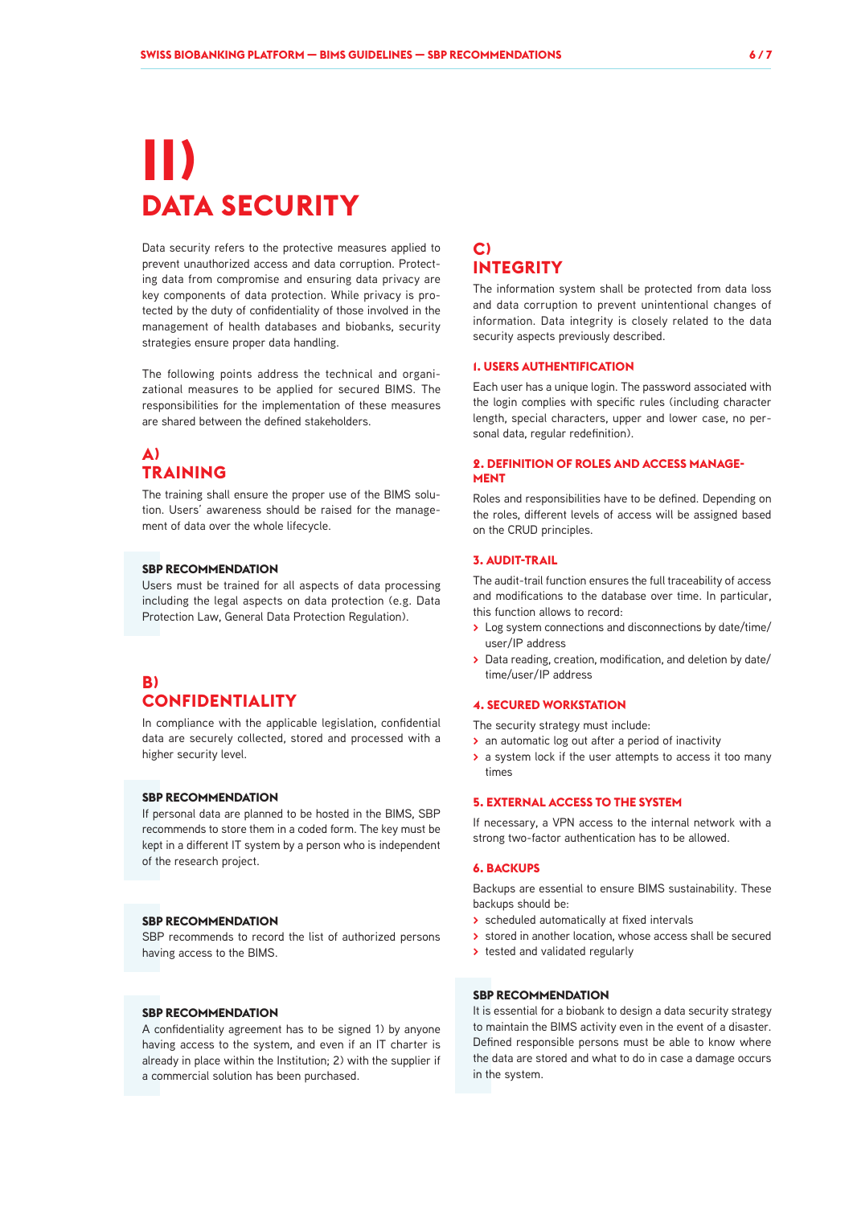# II) DATA SECURITY

Data security refers to the protective measures applied to prevent unauthorized access and data corruption. Protecting data from compromise and ensuring data privacy are key components of data protection. While privacy is protected by the duty of confidentiality of those involved in the management of health databases and biobanks, security strategies ensure proper data handling.

The following points address the technical and organizational measures to be applied for secured BIMS. The responsibilities for the implementation of these measures are shared between the defined stakeholders.

## A) TRAINING

The training shall ensure the proper use of the BIMS solution. Users´ awareness should be raised for the management of data over the whole lifecycle.

**SBP RECOMMENDATION**
Users must be trained for all aspects of data processing including the legal aspects on data protection (e.g. Data Protection Law, General Data Protection Regulation).

## B) CONFIDENTIALITY

In compliance with the applicable legislation, confidential data are securely collected, stored and processed with a higher security level.

**SBP RECOMMENDATION**
If personal data are planned to be hosted in the BIMS, SBP recommends to store them in a coded form. The key must be kept in a different IT system by a person who is independent of the research project.

**SBP RECOMMENDATION**
SBP recommends to record the list of authorized persons having access to the BIMS.

**SBP RECOMMENDATION**
A confidentiality agreement has to be signed 1) by anyone having access to the system, and even if an IT charter is already in place within the Institution; 2) with the supplier if a commercial solution has been purchased.

## C) INTEGRITY

The information system shall be protected from data loss and data corruption to prevent unintentional changes of information. Data integrity is closely related to the data security aspects previously described.

### 1. USERS AUTHENTIFICATION

Each user has a unique login. The password associated with the login complies with specific rules (including character length, special characters, upper and lower case, no personal data, regular redefinition).

### 2. DEFINITION OF ROLES AND ACCESS MANAGEMENT

Roles and responsibilities have to be defined. Depending on the roles, different levels of access will be assigned based on the CRUD principles.

### 3. AUDIT-TRAIL

The audit-trail function ensures the full traceability of access and modifications to the database over time. In particular, this function allows to record:

- Log system connections and disconnections by date/time/user/IP address
- Data reading, creation, modification, and deletion by date/time/user/IP address

### 4. SECURED WORKSTATION

The security strategy must include:

- an automatic log out after a period of inactivity
- a system lock if the user attempts to access it too many times

### 5. EXTERNAL ACCESS TO THE SYSTEM

If necessary, a VPN access to the internal network with a strong two-factor authentication has to be allowed.

### 6. BACKUPS

Backups are essential to ensure BIMS sustainability. These backups should be:

- scheduled automatically at fixed intervals
- stored in another location, whose access shall be secured
- tested and validated regularly

**SBP RECOMMENDATION**
It is essential for a biobank to design a data security strategy to maintain the BIMS activity even in the event of a disaster. Defined responsible persons must be able to know where the data are stored and what to do in case a damage occurs in the system.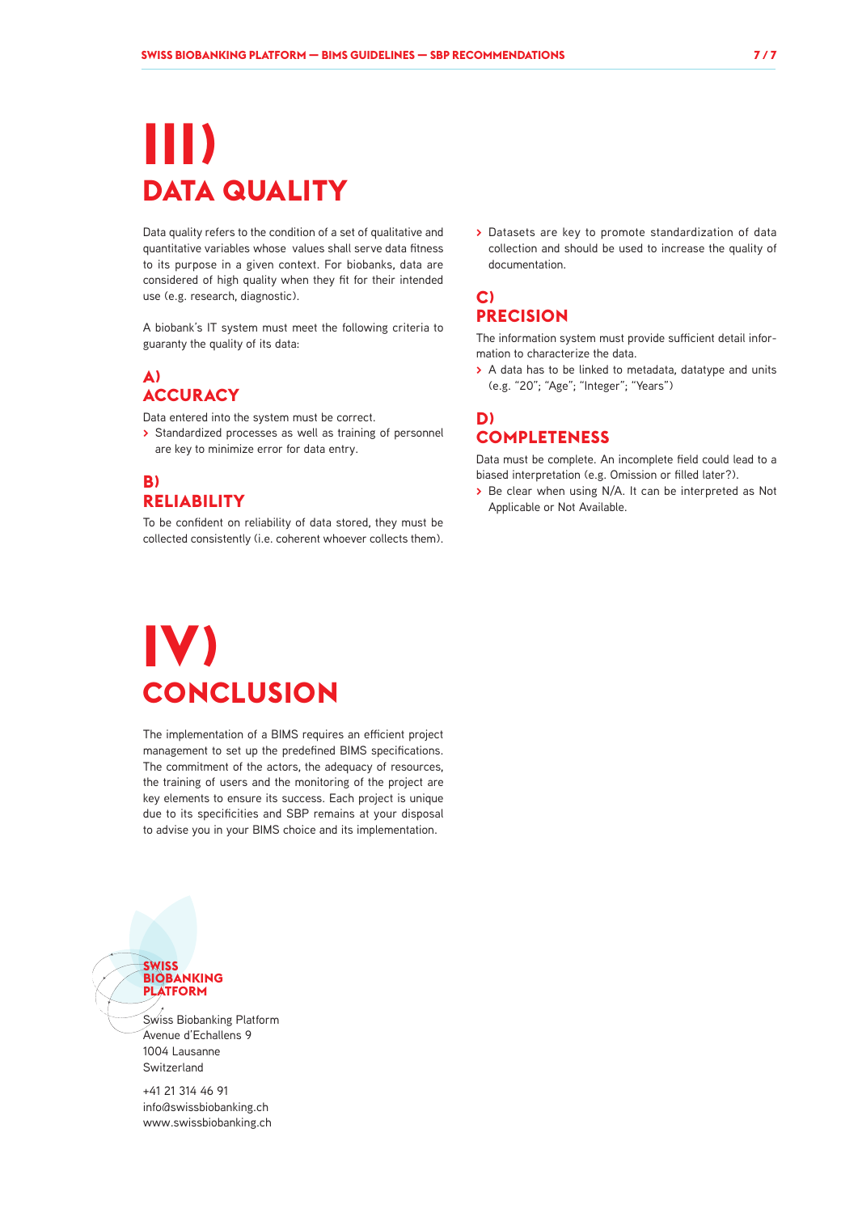# III) DATA QUALITY

Data quality refers to the condition of a set of qualitative and quantitative variables whose values shall serve data fitness to its purpose in a given context. For biobanks, data are considered of high quality when they fit for their intended use (e.g. research, diagnostic).

A biobank's IT system must meet the following criteria to guaranty the quality of its data:

## A) ACCURACY

Data entered into the system must be correct.

- Standardized processes as well as training of personnel are key to minimize error for data entry.

## B) RELIABILITY

To be confident on reliability of data stored, they must be collected consistently (i.e. coherent whoever collects them).

- Datasets are key to promote standardization of data collection and should be used to increase the quality of documentation.

## C) PRECISION

The information system must provide sufficient detail information to characterize the data.

- A data has to be linked to metadata, datatype and units (e.g. "20"; "Age"; "Integer"; "Years")

## D) COMPLETENESS

Data must be complete. An incomplete field could lead to a biased interpretation (e.g. Omission or filled later?).

- Be clear when using N/A. It can be interpreted as Not Applicable or Not Available.

# IV) CONCLUSION

The implementation of a BIMS requires an efficient project management to set up the predefined BIMS specifications. The commitment of the actors, the adequacy of resources, the training of users and the monitoring of the project are key elements to ensure its success. Each project is unique due to its specificities and SBP remains at your disposal to advise you in your BIMS choice and its implementation.

**SWISS BIOBANKING PLATFORM**

Swiss Biobanking Platform
Avenue d'Echallens 9
1004 Lausanne
Switzerland

+41 21 314 46 91
info@swissbiobanking.ch
www.swissbiobanking.ch